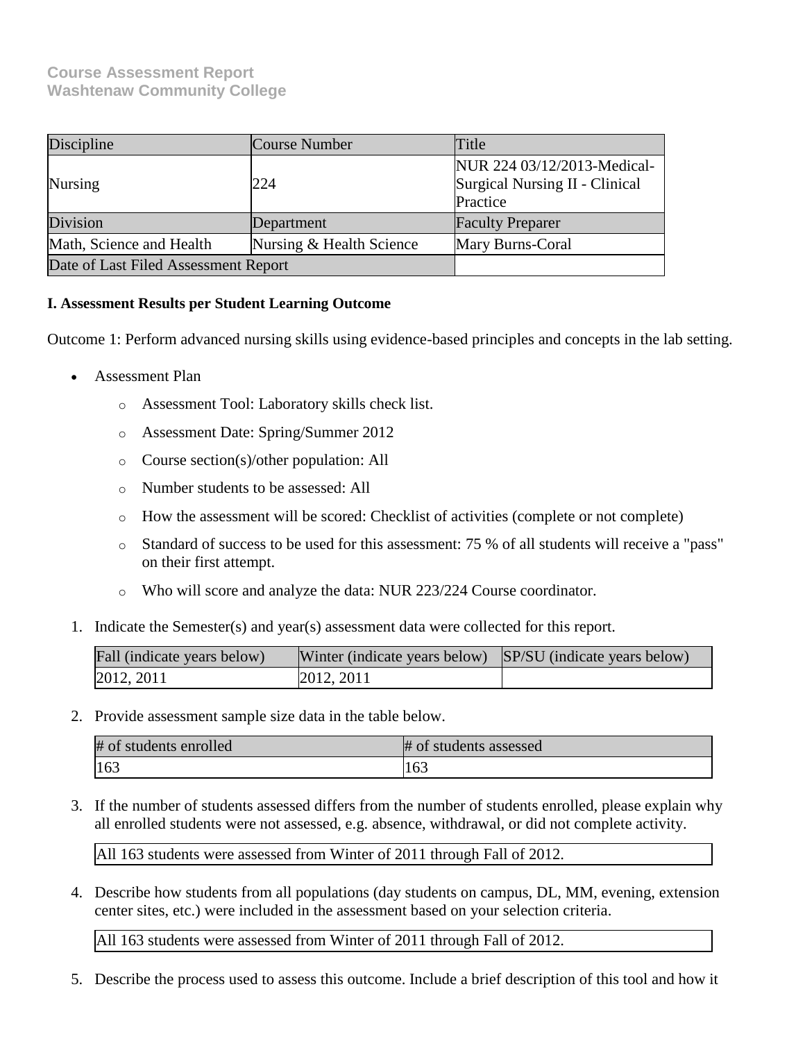**Course Assessment Report**
**Washtenaw Community College**

| Discipline | Course Number | Title |
|---|---|---|
| Nursing | 224 | NUR 224 03/12/2013-Medical-Surgical Nursing II - Clinical Practice |
| Division | Department | Faculty Preparer |
| Math, Science and Health | Nursing & Health Science | Mary Burns-Coral |
| Date of Last Filed Assessment Report | | |

**I. Assessment Results per Student Learning Outcome**

Outcome 1: Perform advanced nursing skills using evidence-based principles and concepts in the lab setting.

- Assessment Plan
  - Assessment Tool: Laboratory skills check list.
  - Assessment Date: Spring/Summer 2012
  - Course section(s)/other population: All
  - Number students to be assessed: All
  - How the assessment will be scored: Checklist of activities (complete or not complete)
  - Standard of success to be used for this assessment: 75 % of all students will receive a "pass" on their first attempt.
  - Who will score and analyze the data: NUR 223/224 Course coordinator.

1. Indicate the Semester(s) and year(s) assessment data were collected for this report.

| Fall (indicate years below) | Winter (indicate years below) | SP/SU (indicate years below) |
|---|---|---|
| 2012, 2011 | 2012, 2011 | |

2. Provide assessment sample size data in the table below.

| # of students enrolled | # of students assessed |
|---|---|
| 163 | 163 |

3. If the number of students assessed differs from the number of students enrolled, please explain why all enrolled students were not assessed, e.g. absence, withdrawal, or did not complete activity.

| All 163 students were assessed from Winter of 2011 through Fall of 2012. |
|---|

4. Describe how students from all populations (day students on campus, DL, MM, evening, extension center sites, etc.) were included in the assessment based on your selection criteria.

| All 163 students were assessed from Winter of 2011 through Fall of 2012. |
|---|

5. Describe the process used to assess this outcome. Include a brief description of this tool and how it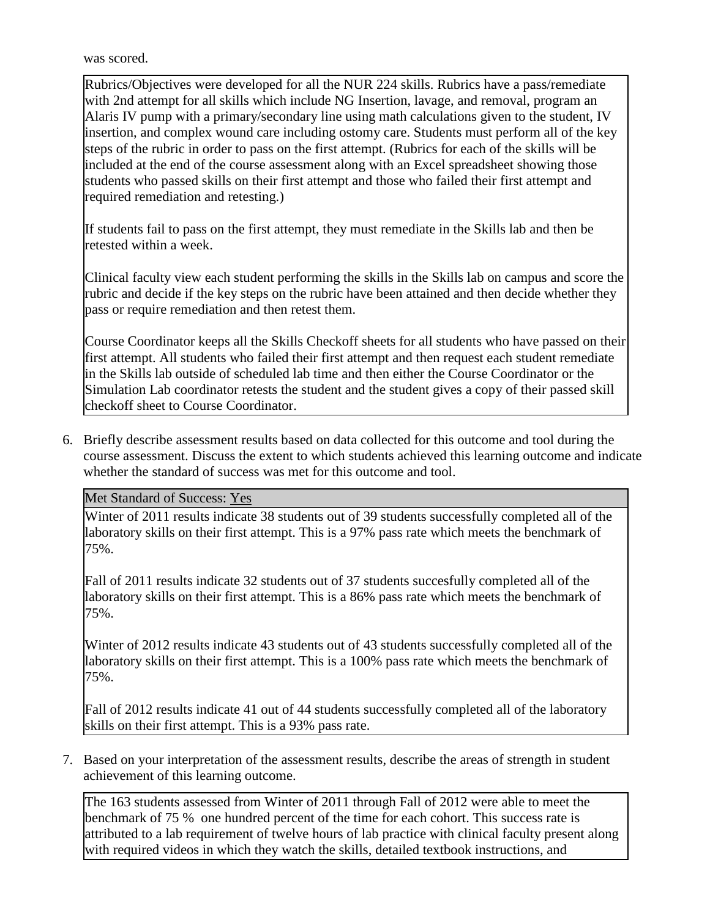was scored.

Rubrics/Objectives were developed for all the NUR 224 skills. Rubrics have a pass/remediate with 2nd attempt for all skills which include NG Insertion, lavage, and removal, program an Alaris IV pump with a primary/secondary line using math calculations given to the student, IV insertion, and complex wound care including ostomy care. Students must perform all of the key steps of the rubric in order to pass on the first attempt. (Rubrics for each of the skills will be included at the end of the course assessment along with an Excel spreadsheet showing those students who passed skills on their first attempt and those who failed their first attempt and required remediation and retesting.)

If students fail to pass on the first attempt, they must remediate in the Skills lab and then be retested within a week.

Clinical faculty view each student performing the skills in the Skills lab on campus and score the rubric and decide if the key steps on the rubric have been attained and then decide whether they pass or require remediation and then retest them.

Course Coordinator keeps all the Skills Checkoff sheets for all students who have passed on their first attempt. All students who failed their first attempt and then request each student remediate in the Skills lab outside of scheduled lab time and then either the Course Coordinator or the Simulation Lab coordinator retests the student and the student gives a copy of their passed skill checkoff sheet to Course Coordinator.

6. Briefly describe assessment results based on data collected for this outcome and tool during the course assessment. Discuss the extent to which students achieved this learning outcome and indicate whether the standard of success was met for this outcome and tool.

Met Standard of Success: Yes

Winter of 2011 results indicate 38 students out of 39 students successfully completed all of the laboratory skills on their first attempt. This is a 97% pass rate which meets the benchmark of 75%.

Fall of 2011 results indicate 32 students out of 37 students succesfully completed all of the laboratory skills on their first attempt. This is a 86% pass rate which meets the benchmark of 75%.

Winter of 2012 results indicate 43 students out of 43 students successfully completed all of the laboratory skills on their first attempt. This is a 100% pass rate which meets the benchmark of 75%.

Fall of 2012 results indicate 41 out of 44 students successfully completed all of the laboratory skills on their first attempt. This is a 93% pass rate.

7. Based on your interpretation of the assessment results, describe the areas of strength in student achievement of this learning outcome.

The 163 students assessed from Winter of 2011 through Fall of 2012 were able to meet the benchmark of 75 % one hundred percent of the time for each cohort. This success rate is attributed to a lab requirement of twelve hours of lab practice with clinical faculty present along with required videos in which they watch the skills, detailed textbook instructions, and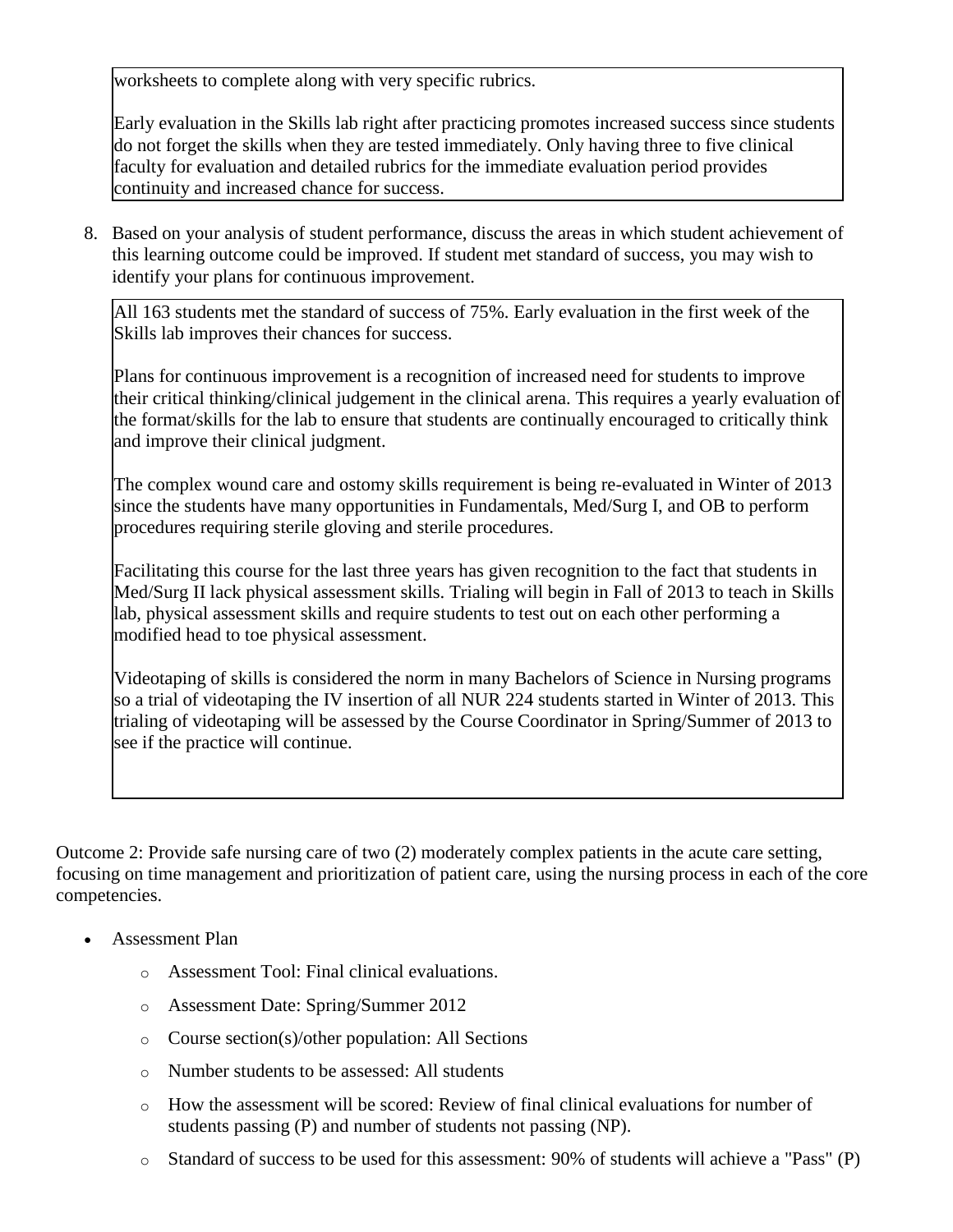worksheets to complete along with very specific rubrics.

Early evaluation in the Skills lab right after practicing promotes increased success since students do not forget the skills when they are tested immediately. Only having three to five clinical faculty for evaluation and detailed rubrics for the immediate evaluation period provides continuity and increased chance for success.

8. Based on your analysis of student performance, discuss the areas in which student achievement of this learning outcome could be improved. If student met standard of success, you may wish to identify your plans for continuous improvement.

All 163 students met the standard of success of 75%. Early evaluation in the first week of the Skills lab improves their chances for success.

Plans for continuous improvement is a recognition of increased need for students to improve their critical thinking/clinical judgement in the clinical arena. This requires a yearly evaluation of the format/skills for the lab to ensure that students are continually encouraged to critically think and improve their clinical judgment.

The complex wound care and ostomy skills requirement is being re-evaluated in Winter of 2013 since the students have many opportunities in Fundamentals, Med/Surg I, and OB to perform procedures requiring sterile gloving and sterile procedures.

Facilitating this course for the last three years has given recognition to the fact that students in Med/Surg II lack physical assessment skills. Trialing will begin in Fall of 2013 to teach in Skills lab, physical assessment skills and require students to test out on each other performing a modified head to toe physical assessment.

Videotaping of skills is considered the norm in many Bachelors of Science in Nursing programs so a trial of videotaping the IV insertion of all NUR 224 students started in Winter of 2013. This trialing of videotaping will be assessed by the Course Coordinator in Spring/Summer of 2013 to see if the practice will continue.

Outcome 2: Provide safe nursing care of two (2) moderately complex patients in the acute care setting, focusing on time management and prioritization of patient care, using the nursing process in each of the core competencies.

- Assessment Plan
  - Assessment Tool: Final clinical evaluations.
  - Assessment Date: Spring/Summer 2012
  - Course section(s)/other population: All Sections
  - Number students to be assessed: All students
  - How the assessment will be scored: Review of final clinical evaluations for number of students passing (P) and number of students not passing (NP).
  - Standard of success to be used for this assessment: 90% of students will achieve a "Pass" (P)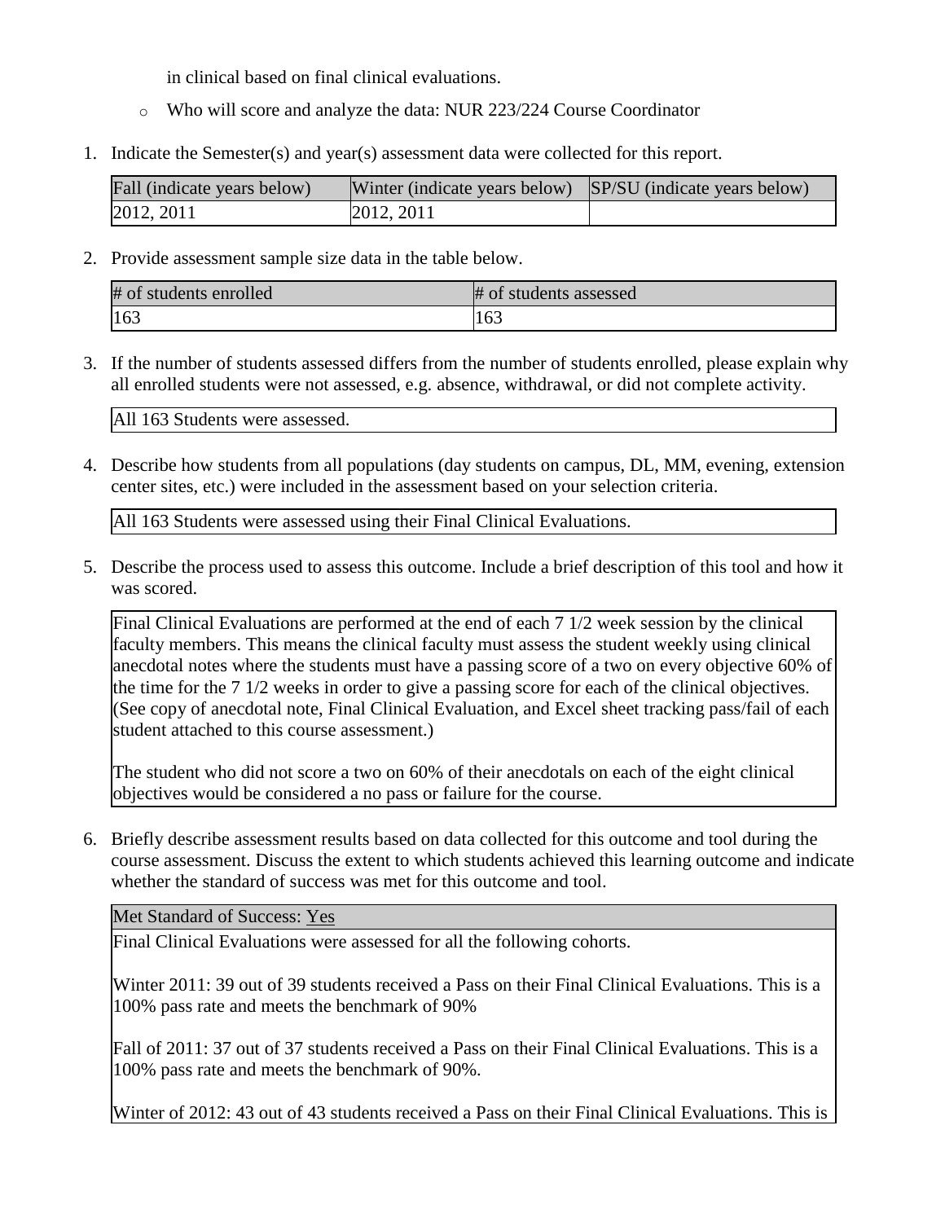in clinical based on final clinical evaluations.

- Who will score and analyze the data: NUR 223/224 Course Coordinator

1. Indicate the Semester(s) and year(s) assessment data were collected for this report.

| Fall (indicate years below) | Winter (indicate years below) | SP/SU (indicate years below) |
|---|---|---|
| 2012, 2011 | 2012, 2011 | |

2. Provide assessment sample size data in the table below.

| # of students enrolled | # of students assessed |
|---|---|
| 163 | 163 |

3. If the number of students assessed differs from the number of students enrolled, please explain why all enrolled students were not assessed, e.g. absence, withdrawal, or did not complete activity.

| All 163 Students were assessed. |
|---|

4. Describe how students from all populations (day students on campus, DL, MM, evening, extension center sites, etc.) were included in the assessment based on your selection criteria.

| All 163 Students were assessed using their Final Clinical Evaluations. |
|---|

5. Describe the process used to assess this outcome. Include a brief description of this tool and how it was scored.

Final Clinical Evaluations are performed at the end of each 7 1/2 week session by the clinical faculty members. This means the clinical faculty must assess the student weekly using clinical anecdotal notes where the students must have a passing score of a two on every objective 60% of the time for the 7 1/2 weeks in order to give a passing score for each of the clinical objectives. (See copy of anecdotal note, Final Clinical Evaluation, and Excel sheet tracking pass/fail of each student attached to this course assessment.)

The student who did not score a two on 60% of their anecdotals on each of the eight clinical objectives would be considered a no pass or failure for the course.

6. Briefly describe assessment results based on data collected for this outcome and tool during the course assessment. Discuss the extent to which students achieved this learning outcome and indicate whether the standard of success was met for this outcome and tool.

Met Standard of Success: Yes

Final Clinical Evaluations were assessed for all the following cohorts.

Winter 2011: 39 out of 39 students received a Pass on their Final Clinical Evaluations. This is a 100% pass rate and meets the benchmark of 90%

Fall of 2011: 37 out of 37 students received a Pass on their Final Clinical Evaluations. This is a 100% pass rate and meets the benchmark of 90%.

Winter of 2012: 43 out of 43 students received a Pass on their Final Clinical Evaluations. This is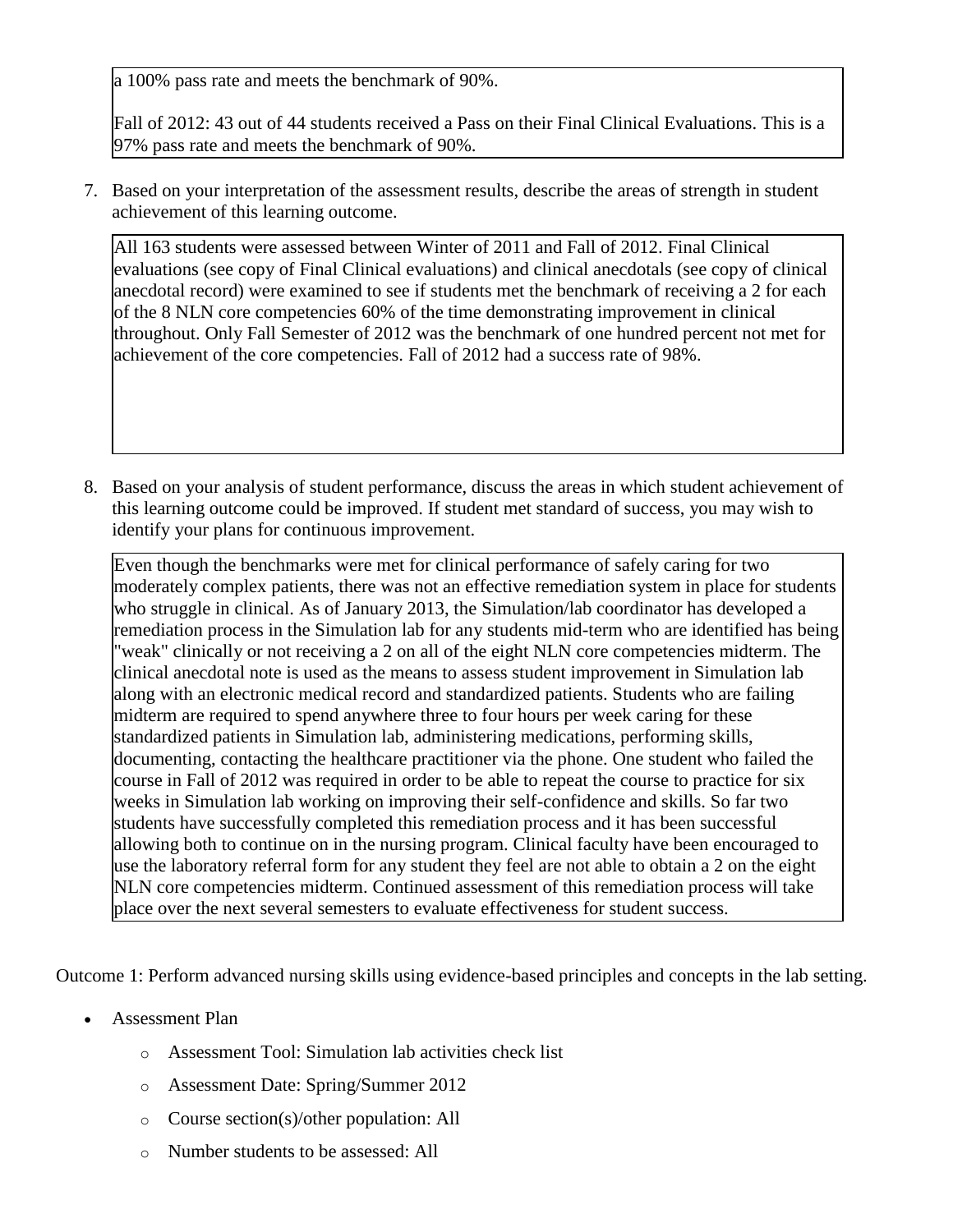a 100% pass rate and meets the benchmark of 90%.

Fall of 2012: 43 out of 44 students received a Pass on their Final Clinical Evaluations. This is a 97% pass rate and meets the benchmark of 90%.

7. Based on your interpretation of the assessment results, describe the areas of strength in student achievement of this learning outcome.

All 163 students were assessed between Winter of 2011 and Fall of 2012. Final Clinical evaluations (see copy of Final Clinical evaluations) and clinical anecdotals (see copy of clinical anecdotal record) were examined to see if students met the benchmark of receiving a 2 for each of the 8 NLN core competencies 60% of the time demonstrating improvement in clinical throughout. Only Fall Semester of 2012 was the benchmark of one hundred percent not met for achievement of the core competencies. Fall of 2012 had a success rate of 98%.

8. Based on your analysis of student performance, discuss the areas in which student achievement of this learning outcome could be improved. If student met standard of success, you may wish to identify your plans for continuous improvement.

Even though the benchmarks were met for clinical performance of safely caring for two moderately complex patients, there was not an effective remediation system in place for students who struggle in clinical. As of January 2013, the Simulation/lab coordinator has developed a remediation process in the Simulation lab for any students mid-term who are identified has being "weak" clinically or not receiving a 2 on all of the eight NLN core competencies midterm. The clinical anecdotal note is used as the means to assess student improvement in Simulation lab along with an electronic medical record and standardized patients. Students who are failing midterm are required to spend anywhere three to four hours per week caring for these standardized patients in Simulation lab, administering medications, performing skills, documenting, contacting the healthcare practitioner via the phone. One student who failed the course in Fall of 2012 was required in order to be able to repeat the course to practice for six weeks in Simulation lab working on improving their self-confidence and skills. So far two students have successfully completed this remediation process and it has been successful allowing both to continue on in the nursing program. Clinical faculty have been encouraged to use the laboratory referral form for any student they feel are not able to obtain a 2 on the eight NLN core competencies midterm. Continued assessment of this remediation process will take place over the next several semesters to evaluate effectiveness for student success.

Outcome 1: Perform advanced nursing skills using evidence-based principles and concepts in the lab setting.

- Assessment Plan
  - Assessment Tool: Simulation lab activities check list
  - Assessment Date: Spring/Summer 2012
  - Course section(s)/other population: All
  - Number students to be assessed: All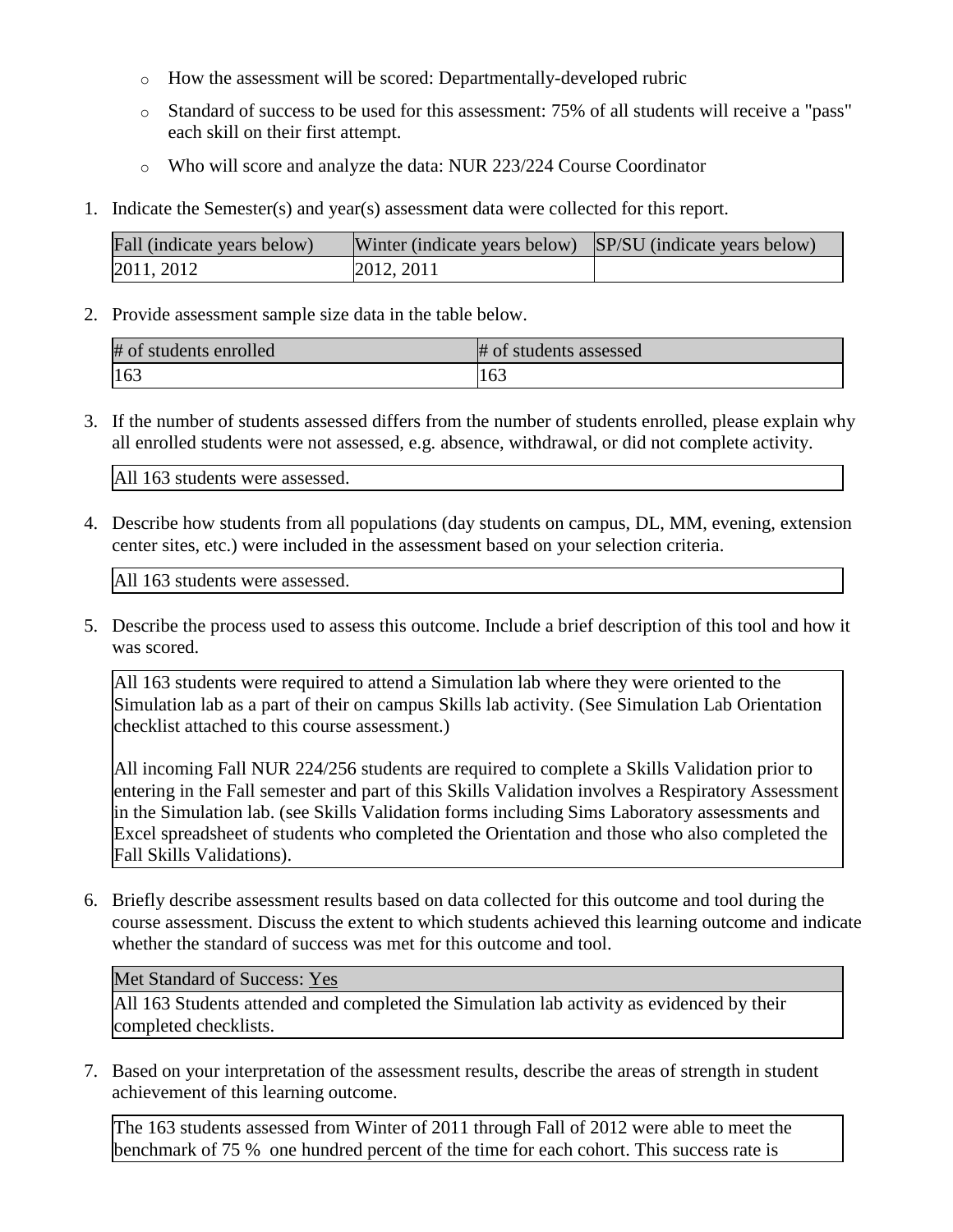- How the assessment will be scored: Departmentally-developed rubric
- Standard of success to be used for this assessment: 75% of all students will receive a "pass" each skill on their first attempt.
- Who will score and analyze the data: NUR 223/224 Course Coordinator

1. Indicate the Semester(s) and year(s) assessment data were collected for this report.

| Fall (indicate years below) | Winter (indicate years below) | SP/SU (indicate years below) |
|---|---|---|
| 2011, 2012 | 2012, 2011 | |

2. Provide assessment sample size data in the table below.

| # of students enrolled | # of students assessed |
|---|---|
| 163 | 163 |

3. If the number of students assessed differs from the number of students enrolled, please explain why all enrolled students were not assessed, e.g. absence, withdrawal, or did not complete activity.

   All 163 students were assessed.

4. Describe how students from all populations (day students on campus, DL, MM, evening, extension center sites, etc.) were included in the assessment based on your selection criteria.

   All 163 students were assessed.

5. Describe the process used to assess this outcome. Include a brief description of this tool and how it was scored.

   All 163 students were required to attend a Simulation lab where they were oriented to the Simulation lab as a part of their on campus Skills lab activity. (See Simulation Lab Orientation checklist attached to this course assessment.)

   All incoming Fall NUR 224/256 students are required to complete a Skills Validation prior to entering in the Fall semester and part of this Skills Validation involves a Respiratory Assessment in the Simulation lab. (see Skills Validation forms including Sims Laboratory assessments and Excel spreadsheet of students who completed the Orientation and those who also completed the Fall Skills Validations).

6. Briefly describe assessment results based on data collected for this outcome and tool during the course assessment. Discuss the extent to which students achieved this learning outcome and indicate whether the standard of success was met for this outcome and tool.

   Met Standard of Success: Yes

   All 163 Students attended and completed the Simulation lab activity as evidenced by their completed checklists.

7. Based on your interpretation of the assessment results, describe the areas of strength in student achievement of this learning outcome.

   The 163 students assessed from Winter of 2011 through Fall of 2012 were able to meet the benchmark of 75 % one hundred percent of the time for each cohort. This success rate is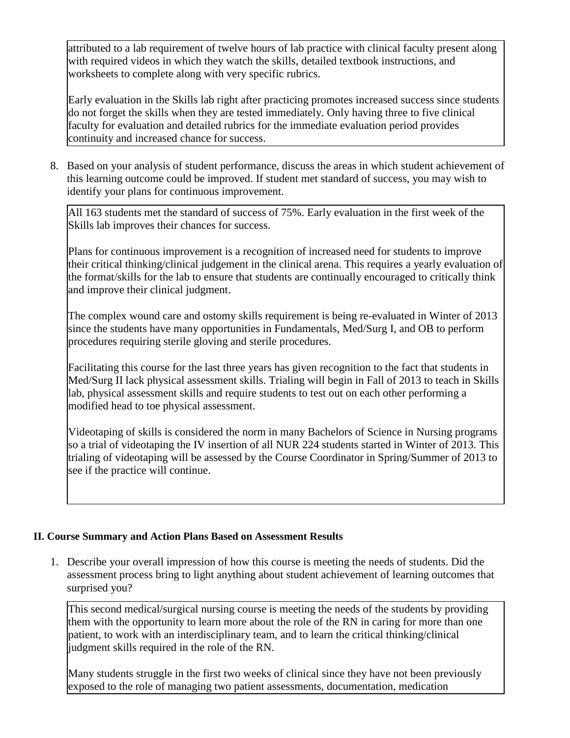attributed to a lab requirement of twelve hours of lab practice with clinical faculty present along with required videos in which they watch the skills, detailed textbook instructions, and worksheets to complete along with very specific rubrics.

Early evaluation in the Skills lab right after practicing promotes increased success since students do not forget the skills when they are tested immediately. Only having three to five clinical faculty for evaluation and detailed rubrics for the immediate evaluation period provides continuity and increased chance for success.

8. Based on your analysis of student performance, discuss the areas in which student achievement of this learning outcome could be improved. If student met standard of success, you may wish to identify your plans for continuous improvement.

All 163 students met the standard of success of 75%. Early evaluation in the first week of the Skills lab improves their chances for success.

Plans for continuous improvement is a recognition of increased need for students to improve their critical thinking/clinical judgement in the clinical arena. This requires a yearly evaluation of the format/skills for the lab to ensure that students are continually encouraged to critically think and improve their clinical judgment.

The complex wound care and ostomy skills requirement is being re-evaluated in Winter of 2013 since the students have many opportunities in Fundamentals, Med/Surg I, and OB to perform procedures requiring sterile gloving and sterile procedures.

Facilitating this course for the last three years has given recognition to the fact that students in Med/Surg II lack physical assessment skills. Trialing will begin in Fall of 2013 to teach in Skills lab, physical assessment skills and require students to test out on each other performing a modified head to toe physical assessment.

Videotaping of skills is considered the norm in many Bachelors of Science in Nursing programs so a trial of videotaping the IV insertion of all NUR 224 students started in Winter of 2013. This trialing of videotaping will be assessed by the Course Coordinator in Spring/Summer of 2013 to see if the practice will continue.

## II. Course Summary and Action Plans Based on Assessment Results

1. Describe your overall impression of how this course is meeting the needs of students. Did the assessment process bring to light anything about student achievement of learning outcomes that surprised you?

This second medical/surgical nursing course is meeting the needs of the students by providing them with the opportunity to learn more about the role of the RN in caring for more than one patient, to work with an interdisciplinary team, and to learn the critical thinking/clinical judgment skills required in the role of the RN.

Many students struggle in the first two weeks of clinical since they have not been previously exposed to the role of managing two patient assessments, documentation, medication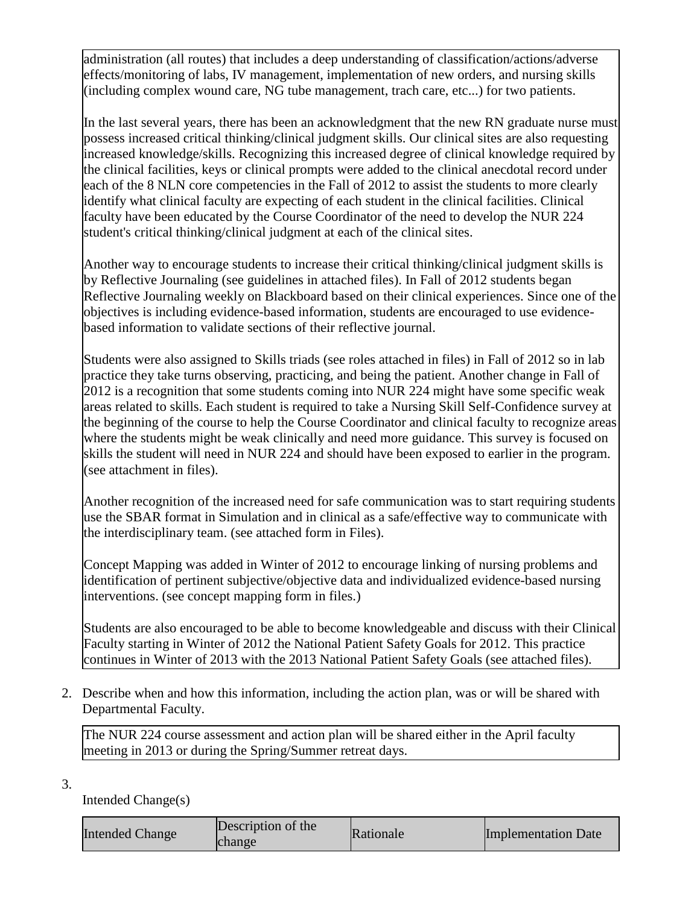administration (all routes) that includes a deep understanding of classification/actions/adverse effects/monitoring of labs, IV management, implementation of new orders, and nursing skills (including complex wound care, NG tube management, trach care, etc...) for two patients.

In the last several years, there has been an acknowledgment that the new RN graduate nurse must possess increased critical thinking/clinical judgment skills. Our clinical sites are also requesting increased knowledge/skills. Recognizing this increased degree of clinical knowledge required by the clinical facilities, keys or clinical prompts were added to the clinical anecdotal record under each of the 8 NLN core competencies in the Fall of 2012 to assist the students to more clearly identify what clinical faculty are expecting of each student in the clinical facilities. Clinical faculty have been educated by the Course Coordinator of the need to develop the NUR 224 student's critical thinking/clinical judgment at each of the clinical sites.

Another way to encourage students to increase their critical thinking/clinical judgment skills is by Reflective Journaling (see guidelines in attached files). In Fall of 2012 students began Reflective Journaling weekly on Blackboard based on their clinical experiences. Since one of the objectives is including evidence-based information, students are encouraged to use evidence-based information to validate sections of their reflective journal.

Students were also assigned to Skills triads (see roles attached in files) in Fall of 2012 so in lab practice they take turns observing, practicing, and being the patient. Another change in Fall of 2012 is a recognition that some students coming into NUR 224 might have some specific weak areas related to skills. Each student is required to take a Nursing Skill Self-Confidence survey at the beginning of the course to help the Course Coordinator and clinical faculty to recognize areas where the students might be weak clinically and need more guidance. This survey is focused on skills the student will need in NUR 224 and should have been exposed to earlier in the program. (see attachment in files).

Another recognition of the increased need for safe communication was to start requiring students use the SBAR format in Simulation and in clinical as a safe/effective way to communicate with the interdisciplinary team. (see attached form in Files).

Concept Mapping was added in Winter of 2012 to encourage linking of nursing problems and identification of pertinent subjective/objective data and individualized evidence-based nursing interventions. (see concept mapping form in files.)

Students are also encouraged to be able to become knowledgeable and discuss with their Clinical Faculty starting in Winter of 2012 the National Patient Safety Goals for 2012. This practice continues in Winter of 2013 with the 2013 National Patient Safety Goals (see attached files).

2. Describe when and how this information, including the action plan, was or will be shared with Departmental Faculty.

The NUR 224 course assessment and action plan will be shared either in the April faculty meeting in 2013 or during the Spring/Summer retreat days.

3.

Intended Change(s)

| Intended Change | Description of the change | Rationale | Implementation Date |
| --- | --- | --- | --- |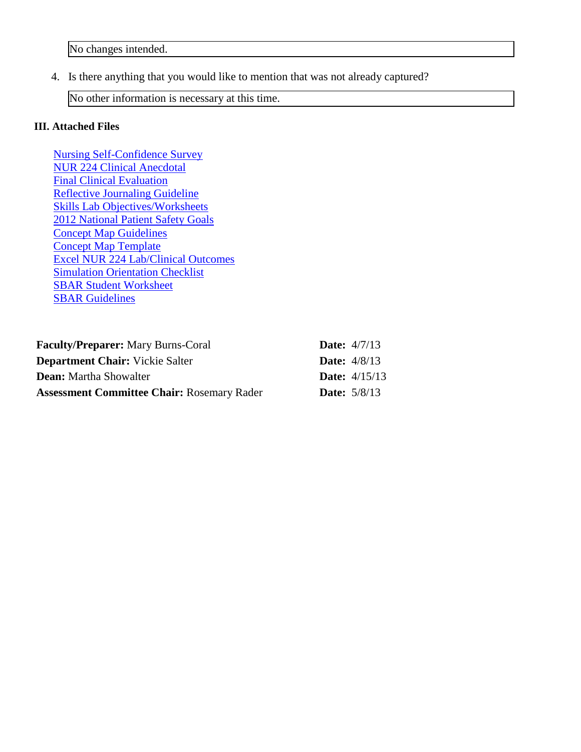No changes intended.

4. Is there anything that you would like to mention that was not already captured?

No other information is necessary at this time.

### III. Attached Files

- Nursing Self-Confidence Survey
- NUR 224 Clinical Anecdotal
- Final Clinical Evaluation
- Reflective Journaling Guideline
- Skills Lab Objectives/Worksheets
- 2012 National Patient Safety Goals
- Concept Map Guidelines
- Concept Map Template
- Excel NUR 224 Lab/Clinical Outcomes
- Simulation Orientation Checklist
- SBAR Student Worksheet
- SBAR Guidelines

**Faculty/Preparer:** Mary Burns-Coral **Date:** 4/7/13
**Department Chair:** Vickie Salter **Date:** 4/8/13
**Dean:** Martha Showalter **Date:** 4/15/13
**Assessment Committee Chair:** Rosemary Rader **Date:** 5/8/13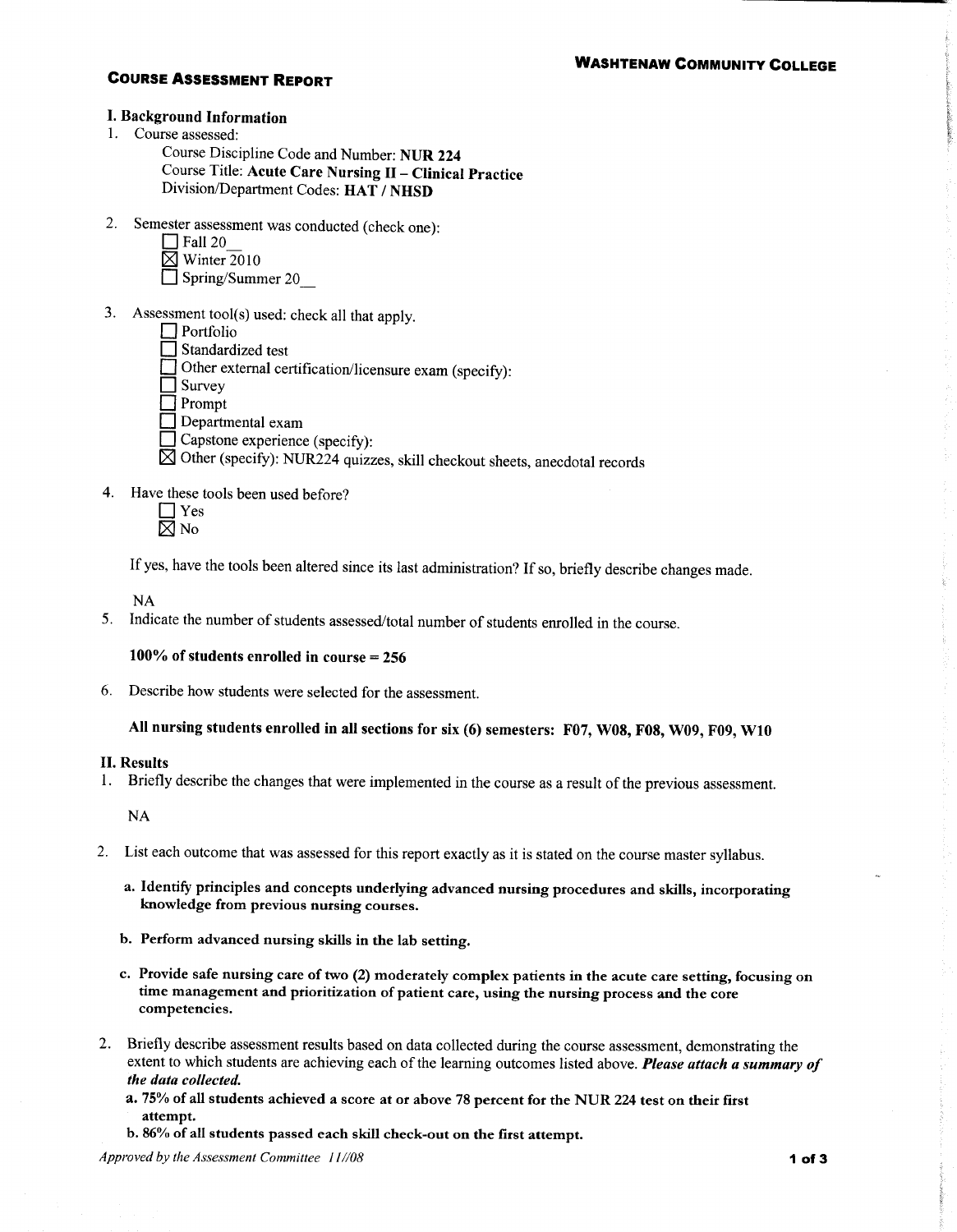**WASHTENAW COMMUNITY COLLEGE**

## COURSE ASSESSMENT REPORT

### I. Background Information

1. Course assessed:

   Course Discipline Code and Number: **NUR 224**
   Course Title: **Acute Care Nursing II – Clinical Practice**
   Division/Department Codes: **HAT / NHSD**

2. Semester assessment was conducted (check one):

   ☐ Fall 20__
   ☒ Winter 2010
   ☐ Spring/Summer 20__

3. Assessment tool(s) used: check all that apply.

   ☐ Portfolio
   ☐ Standardized test
   ☐ Other external certification/licensure exam (specify):
   ☐ Survey
   ☐ Prompt
   ☐ Departmental exam
   ☐ Capstone experience (specify):
   ☒ Other (specify): NUR224 quizzes, skill checkout sheets, anecdotal records

4. Have these tools been used before?

   ☐ Yes
   ☒ No

   If yes, have the tools been altered since its last administration? If so, briefly describe changes made.

   NA

5. Indicate the number of students assessed/total number of students enrolled in the course.

   **100% of students enrolled in course = 256**

6. Describe how students were selected for the assessment.

   **All nursing students enrolled in all sections for six (6) semesters: F07, W08, F08, W09, F09, W10**

### II. Results

1. Briefly describe the changes that were implemented in the course as a result of the previous assessment.

   NA

2. List each outcome that was assessed for this report exactly as it is stated on the course master syllabus.

   a. **Identify principles and concepts underlying advanced nursing procedures and skills, incorporating knowledge from previous nursing courses.**

   b. **Perform advanced nursing skills in the lab setting.**

   c. **Provide safe nursing care of two (2) moderately complex patients in the acute care setting, focusing on time management and prioritization of patient care, using the nursing process and the core competencies.**

2. Briefly describe assessment results based on data collected during the course assessment, demonstrating the extent to which students are achieving each of the learning outcomes listed above. ***Please attach a summary of the data collected.***

   a. **75% of all students achieved a score at or above 78 percent for the NUR 224 test on their first attempt.**

   b. **86% of all students passed each skill check-out on the first attempt.**

*Approved by the Assessment Committee 11//08*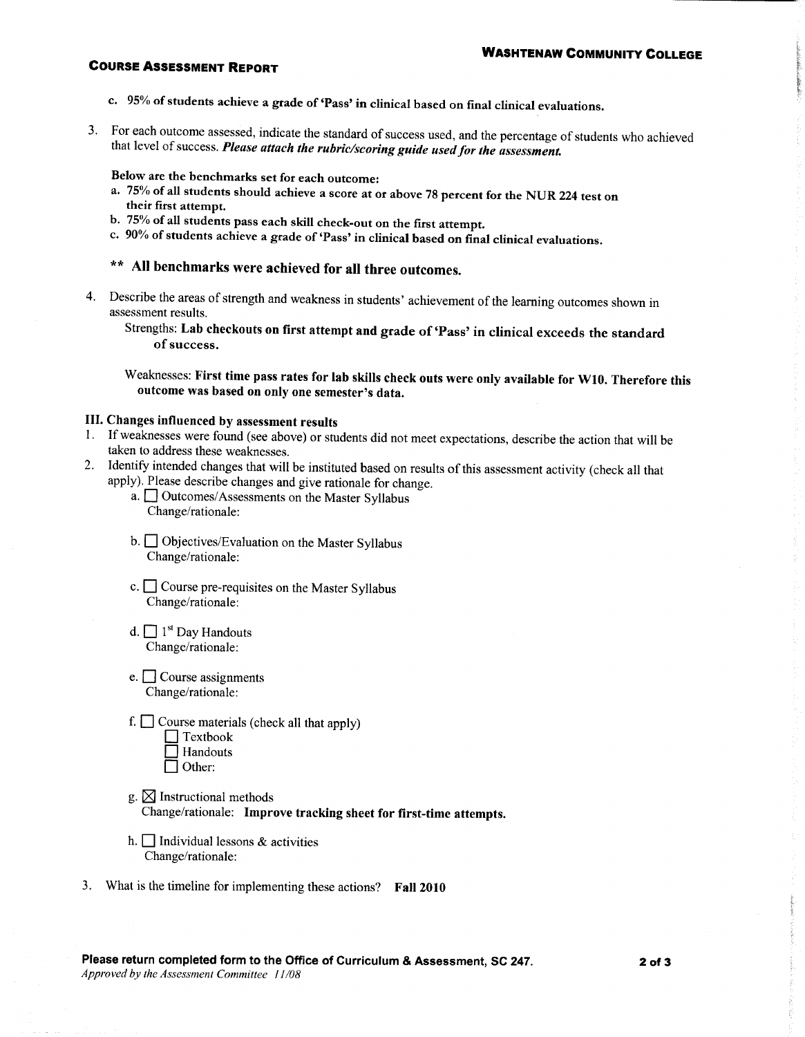c. **95% of students achieve a grade of 'Pass' in clinical based on final clinical evaluations.**

3. For each outcome assessed, indicate the standard of success used, and the percentage of students who achieved that level of success. ***Please attach the rubric/scoring guide used for the assessment.***

   **Below are the benchmarks set for each outcome:**
   
   **a. 75% of all students should achieve a score at or above 78 percent for the NUR 224 test on their first attempt.**
   
   **b. 75% of all students pass each skill check-out on the first attempt.**
   
   **c. 90% of students achieve a grade of 'Pass' in clinical based on final clinical evaluations.**

   **\*\* All benchmarks were achieved for all three outcomes.**

4. Describe the areas of strength and weakness in students' achievement of the learning outcomes shown in assessment results.

   Strengths: **Lab checkouts on first attempt and grade of 'Pass' in clinical exceeds the standard of success.**

   Weaknesses: **First time pass rates for lab skills check outs were only available for W10. Therefore this outcome was based on only one semester's data.**

### III. Changes influenced by assessment results

1. If weaknesses were found (see above) or students did not meet expectations, describe the action that will be taken to address these weaknesses.
2. Identify intended changes that will be instituted based on results of this assessment activity (check all that apply). Please describe changes and give rationale for change.
   - a. ☐ Outcomes/Assessments on the Master Syllabus
     Change/rationale:
   - b. ☐ Objectives/Evaluation on the Master Syllabus
     Change/rationale:
   - c. ☐ Course pre-requisites on the Master Syllabus
     Change/rationale:
   - d. ☐ 1st Day Handouts
     Change/rationale:
   - e. ☐ Course assignments
     Change/rationale:
   - f. ☐ Course materials (check all that apply)
     - ☐ Textbook
     - ☐ Handouts
     - ☐ Other:
   - g. ☒ Instructional methods
     Change/rationale: **Improve tracking sheet for first-time attempts.**
   - h. ☐ Individual lessons & activities
     Change/rationale:
3. What is the timeline for implementing these actions? **Fall 2010**

**Please return completed form to the Office of Curriculum & Assessment, SC 247.**
*Approved by the Assessment Committee 11/08*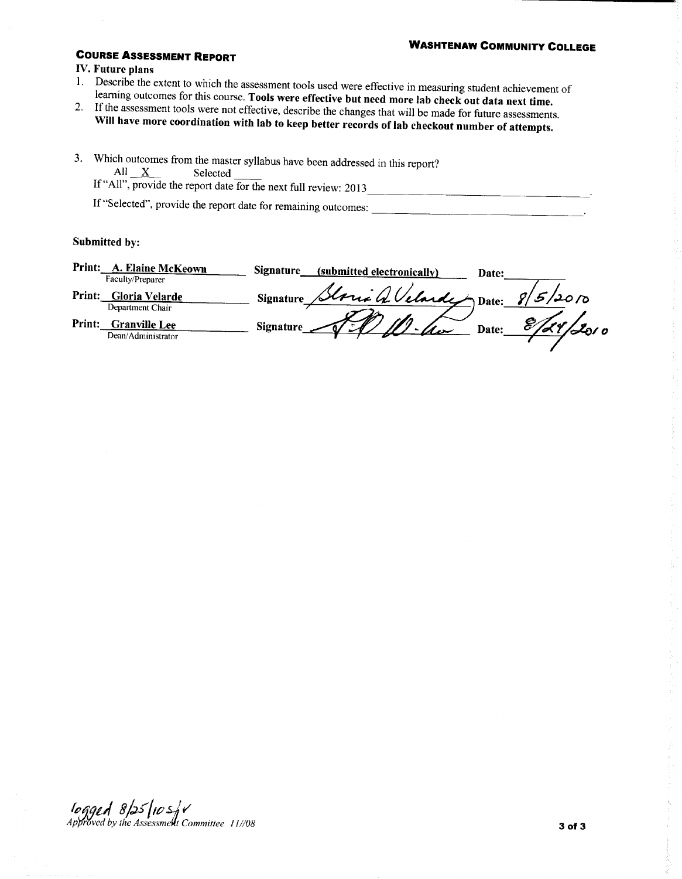**Washtenaw Community College**

## Course Assessment Report

### IV. Future plans

1. Describe the extent to which the assessment tools used were effective in measuring student achievement of learning outcomes for this course. **Tools were effective but need more lab check out data next time.**
2. If the assessment tools were not effective, describe the changes that will be made for future assessments. **Will have more coordination with lab to keep better records of lab checkout number of attempts.**

3. Which outcomes from the master syllabus have been addressed in this report?
   All _X_ Selected ____
   If "All", provide the report date for the next full review: 2013
   If "Selected", provide the report date for remaining outcomes: ____________.

**Submitted by:**

| | | |
|---|---|---|
| **Print:** A. Elaine McKeown (Faculty/Preparer) | **Signature** (submitted electronically) | **Date:** |
| **Print:** Gloria Velarde (Department Chair) | **Signature** Gloria A. Velarde | **Date:** 8/5/2010 |
| **Print:** Granville Lee (Dean/Administrator) | **Signature** G. W. Lee | **Date:** 8/24/2010 |

logged 8/25/10 sjv

Approved by the Assessment Committee 11//08